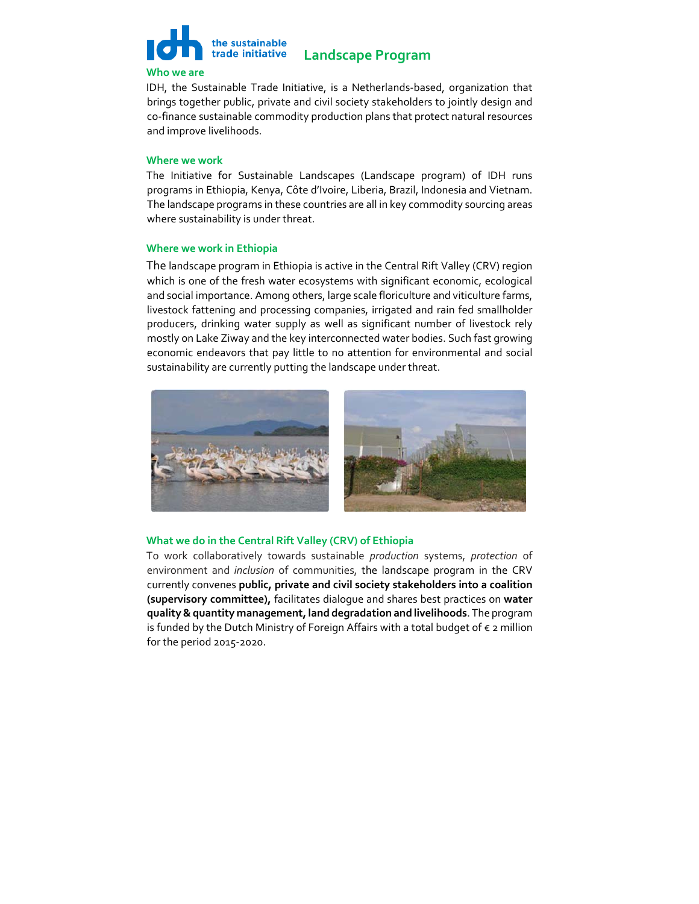# Landscape Program

## Who we are

IDH, the Sustainable Trade Initiative, is a Netherlands-based, organization that brings together public, private and civil society stakeholders to jointly design and co-finance sustainable commodity production plans that protect natural resources and improve livelihoods.

## Where we work

The Initiative for Sustainable Landscapes (Landscape program) of IDH runs programs in Ethiopia, Kenya, Côte d'Ivoire, Liberia, Brazil, Indonesia and Vietnam. The landscape programs in these countries are all in key commodity sourcing areas where sustainability is under threat.

## Where we work in Ethiopia

The landscape program in Ethiopia is active in the Central Rift Valley (CRV) region which is one of the fresh water ecosystems with significant economic, ecological and social importance. Among others, large scale floriculture and viticulture farms, livestock fattening and processing companies, irrigated and rain fed smallholder producers, drinking water supply as well as significant number of livestock rely mostly on Lake Ziway and the key interconnected water bodies. Such fast growing economic endeavors that pay little to no attention for environmental and social sustainability are currently putting the landscape under threat.

## What we do in the Central Rift Valley (CRV) of Ethiopia

To work collaboratively towards sustainable *production* systems, *protection* of environment and *inclusion* of communities, the landscape program in the CRV currently convenes **public, private and civil society stakeholders into a coalition (supervisory committee),** facilitates dialogue and shares best practices on **water quality & quantity management, land degradation and livelihoods**. The program is funded by the Dutch Ministry of Foreign Affairs with a total budget of € 2 million for the period 2015-2020.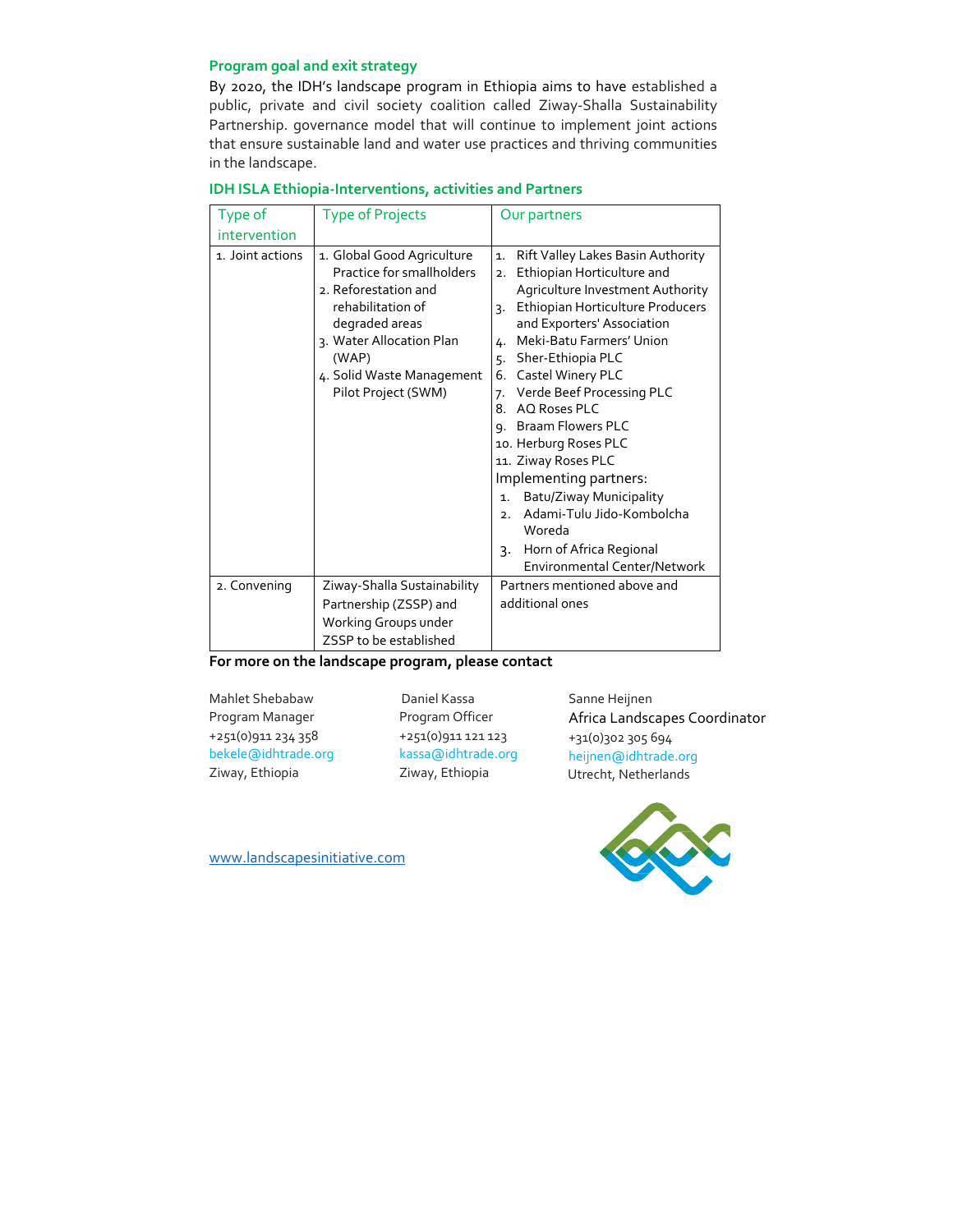### Program goal and exit strategy

By 2020, the IDH's landscape program in Ethiopia aims to have established a public, private and civil society coalition called Ziway-Shalla Sustainability Partnership. governance model that will continue to implement joint actions that ensure sustainable land and water use practices and thriving communities in the landscape.

### IDH ISLA Ethiopia-Interventions, activities and Partners

| Type of intervention | Type of Projects | Our partners |
|---|---|---|
| 1. Joint actions | 1. Global Good Agriculture Practice for smallholders<br>2. Reforestation and rehabilitation of degraded areas<br>3. Water Allocation Plan (WAP)<br>4. Solid Waste Management Pilot Project (SWM) | 1. Rift Valley Lakes Basin Authority<br>2. Ethiopian Horticulture and Agriculture Investment Authority<br>3. Ethiopian Horticulture Producers and Exporters' Association<br>4. Meki-Batu Farmers' Union<br>5. Sher-Ethiopia PLC<br>6. Castel Winery PLC<br>7. Verde Beef Processing PLC<br>8. AQ Roses PLC<br>9. Braam Flowers PLC<br>10. Herburg Roses PLC<br>11. Ziway Roses PLC<br>Implementing partners:<br>1. Batu/Ziway Municipality<br>2. Adami-Tulu Jido-Kombolcha Woreda<br>3. Horn of Africa Regional Environmental Center/Network |
| 2. Convening | Ziway-Shalla Sustainability Partnership (ZSSP) and Working Groups under ZSSP to be established | Partners mentioned above and additional ones |

**For more on the landscape program, please contact**

Mahlet Shebabaw
Program Manager
+251(0)911 234 358
bekele@idhtrade.org
Ziway, Ethiopia

Daniel Kassa
Program Officer
+251(0)911 121 123
kassa@idhtrade.org
Ziway, Ethiopia

Sanne Heijnen
Africa Landscapes Coordinator
+31(0)302 305 694
heijnen@idhtrade.org
Utrecht, Netherlands

www.landscapesinitiative.com